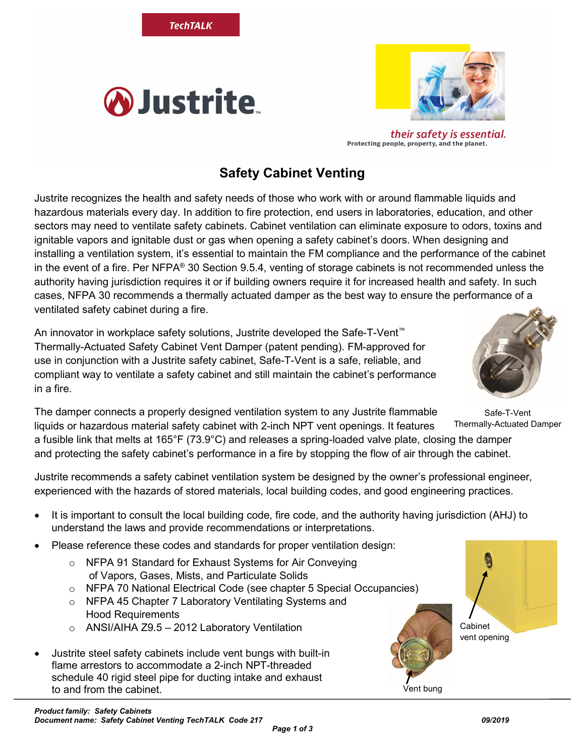TechTALK

Justrite

their safety is essential.
Protecting people, property, and the planet.

# Safety Cabinet Venting

Justrite recognizes the health and safety needs of those who work with or around flammable liquids and hazardous materials every day. In addition to fire protection, end users in laboratories, education, and other sectors may need to ventilate safety cabinets. Cabinet ventilation can eliminate exposure to odors, toxins and ignitable vapors and ignitable dust or gas when opening a safety cabinet's doors. When designing and installing a ventilation system, it's essential to maintain the FM compliance and the performance of the cabinet in the event of a fire. Per NFPA® 30 Section 9.5.4, venting of storage cabinets is not recommended unless the authority having jurisdiction requires it or if building owners require it for increased health and safety. In such cases, NFPA 30 recommends a thermally actuated damper as the best way to ensure the performance of a ventilated safety cabinet during a fire.

An innovator in workplace safety solutions, Justrite developed the Safe-T-Vent™ Thermally-Actuated Safety Cabinet Vent Damper (patent pending). FM-approved for use in conjunction with a Justrite safety cabinet, Safe-T-Vent is a safe, reliable, and compliant way to ventilate a safety cabinet and still maintain the cabinet's performance in a fire.

Safe-T-Vent Thermally-Actuated Damper

The damper connects a properly designed ventilation system to any Justrite flammable liquids or hazardous material safety cabinet with 2-inch NPT vent openings. It features a fusible link that melts at 165°F (73.9°C) and releases a spring-loaded valve plate, closing the damper and protecting the safety cabinet's performance in a fire by stopping the flow of air through the cabinet.

Justrite recommends a safety cabinet ventilation system be designed by the owner's professional engineer, experienced with the hazards of stored materials, local building codes, and good engineering practices.

- It is important to consult the local building code, fire code, and the authority having jurisdiction (AHJ) to understand the laws and provide recommendations or interpretations.
- Please reference these codes and standards for proper ventilation design:
  - NFPA 91 Standard for Exhaust Systems for Air Conveying of Vapors, Gases, Mists, and Particulate Solids
  - NFPA 70 National Electrical Code (see chapter 5 Special Occupancies)
  - NFPA 45 Chapter 7 Laboratory Ventilating Systems and Hood Requirements
  - ANSI/AIHA Z9.5 – 2012 Laboratory Ventilation
- Justrite steel safety cabinets include vent bungs with built-in flame arrestors to accommodate a 2-inch NPT-threaded schedule 40 rigid steel pipe for ducting intake and exhaust to and from the cabinet.

Cabinet vent opening

Vent bung

*Product family: Safety Cabinets*
*Document name: Safety Cabinet Venting TechTALK Code 217* *09/2019*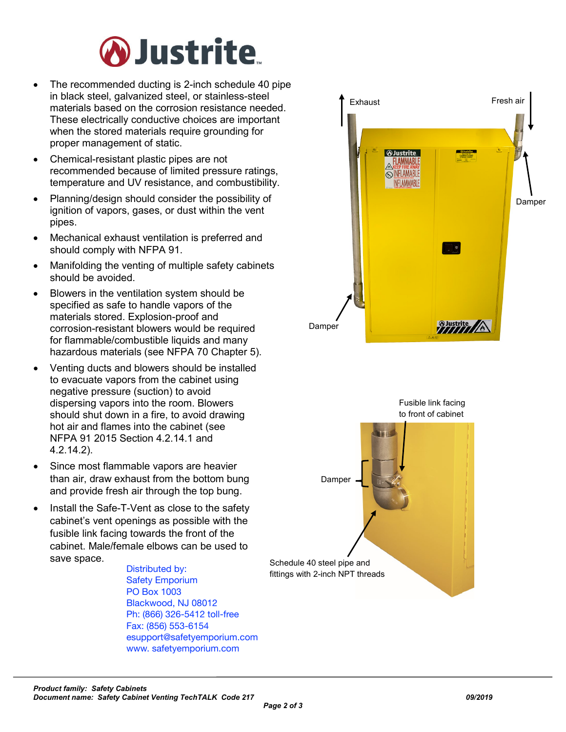- The recommended ducting is 2-inch schedule 40 pipe in black steel, galvanized steel, or stainless-steel materials based on the corrosion resistance needed. These electrically conductive choices are important when the stored materials require grounding for proper management of static.
- Chemical-resistant plastic pipes are not recommended because of limited pressure ratings, temperature and UV resistance, and combustibility.
- Planning/design should consider the possibility of ignition of vapors, gases, or dust within the vent pipes.
- Mechanical exhaust ventilation is preferred and should comply with NFPA 91.
- Manifolding the venting of multiple safety cabinets should be avoided.
- Blowers in the ventilation system should be specified as safe to handle vapors of the materials stored. Explosion-proof and corrosion-resistant blowers would be required for flammable/combustible liquids and many hazardous materials (see NFPA 70 Chapter 5).
- Venting ducts and blowers should be installed to evacuate vapors from the cabinet using negative pressure (suction) to avoid dispersing vapors into the room. Blowers should shut down in a fire, to avoid drawing hot air and flames into the cabinet (see NFPA 91 2015 Section 4.2.14.1 and 4.2.14.2).
- Since most flammable vapors are heavier than air, draw exhaust from the bottom bung and provide fresh air through the top bung.
- Install the Safe-T-Vent as close to the safety cabinet's vent openings as possible with the fusible link facing towards the front of the cabinet. Male/female elbows can be used to save space.

Exhaust

Fresh air

Damper

Damper

Fusible link facing to front of cabinet

Damper

Schedule 40 steel pipe and fittings with 2-inch NPT threads

Distributed by:
Safety Emporium
PO Box 1003
Blackwood, NJ 08012
Ph: (866) 326-5412 toll-free
Fax: (856) 553-6154
esupport@safetyemporium.com
www. safetyemporium.com

***Product family: Safety Cabinets***
***Document name: Safety Cabinet Venting TechTALK Code 217*** ***09/2019***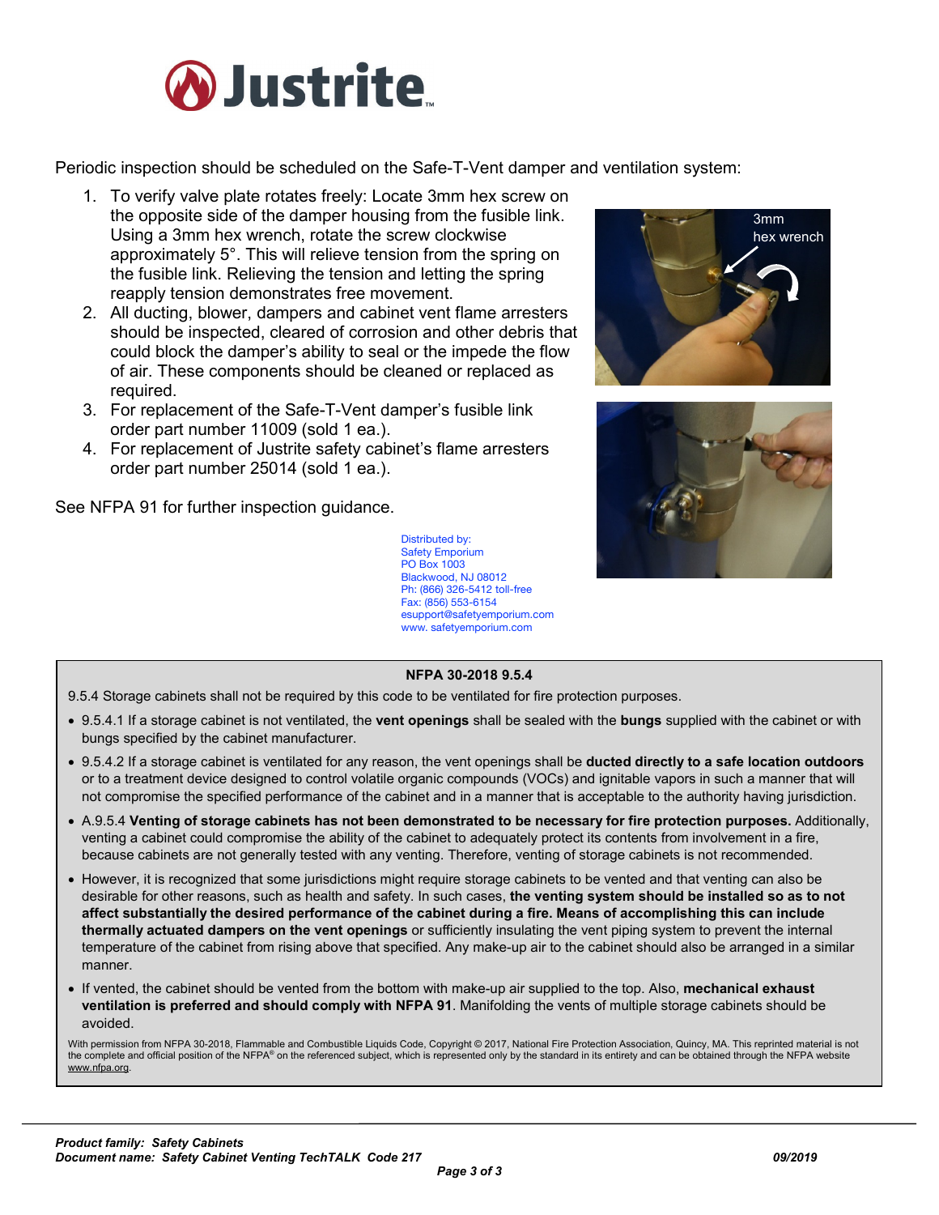Periodic inspection should be scheduled on the Safe-T-Vent damper and ventilation system:

1. To verify valve plate rotates freely: Locate 3mm hex screw on the opposite side of the damper housing from the fusible link. Using a 3mm hex wrench, rotate the screw clockwise approximately 5°. This will relieve tension from the spring on the fusible link. Relieving the tension and letting the spring reapply tension demonstrates free movement.
2. All ducting, blower, dampers and cabinet vent flame arresters should be inspected, cleared of corrosion and other debris that could block the damper's ability to seal or the impede the flow of air. These components should be cleaned or replaced as required.
3. For replacement of the Safe-T-Vent damper's fusible link order part number 11009 (sold 1 ea.).
4. For replacement of Justrite safety cabinet's flame arresters order part number 25014 (sold 1 ea.).

3mm hex wrench

See NFPA 91 for further inspection guidance.

Distributed by:
Safety Emporium
PO Box 1003
Blackwood, NJ 08012
Ph: (866) 326-5412 toll-free
Fax: (856) 553-6154
esupport@safetyemporium.com
www. safetyemporium.com

**NFPA 30-2018 9.5.4**

9.5.4 Storage cabinets shall not be required by this code to be ventilated for fire protection purposes.

- 9.5.4.1 If a storage cabinet is not ventilated, the **vent openings** shall be sealed with the **bungs** supplied with the cabinet or with bungs specified by the cabinet manufacturer.
- 9.5.4.2 If a storage cabinet is ventilated for any reason, the vent openings shall be **ducted directly to a safe location outdoors** or to a treatment device designed to control volatile organic compounds (VOCs) and ignitable vapors in such a manner that will not compromise the specified performance of the cabinet and in a manner that is acceptable to the authority having jurisdiction.
- A.9.5.4 **Venting of storage cabinets has not been demonstrated to be necessary for fire protection purposes.** Additionally, venting a cabinet could compromise the ability of the cabinet to adequately protect its contents from involvement in a fire, because cabinets are not generally tested with any venting. Therefore, venting of storage cabinets is not recommended.
- However, it is recognized that some jurisdictions might require storage cabinets to be vented and that venting can also be desirable for other reasons, such as health and safety. In such cases, **the venting system should be installed so as to not affect substantially the desired performance of the cabinet during a fire. Means of accomplishing this can include thermally actuated dampers on the vent openings** or sufficiently insulating the vent piping system to prevent the internal temperature of the cabinet from rising above that specified. Any make-up air to the cabinet should also be arranged in a similar manner.
- If vented, the cabinet should be vented from the bottom with make-up air supplied to the top. Also, **mechanical exhaust ventilation is preferred and should comply with NFPA 91**. Manifolding the vents of multiple storage cabinets should be avoided.

With permission from NFPA 30-2018, Flammable and Combustible Liquids Code, Copyright © 2017, National Fire Protection Association, Quincy, MA. This reprinted material is not the complete and official position of the NFPA® on the referenced subject, which is represented only by the standard in its entirety and can be obtained through the NFPA website www.nfpa.org.

***Product family: Safety Cabinets***
***Document name: Safety Cabinet Venting TechTALK Code 217*** ***09/2019***